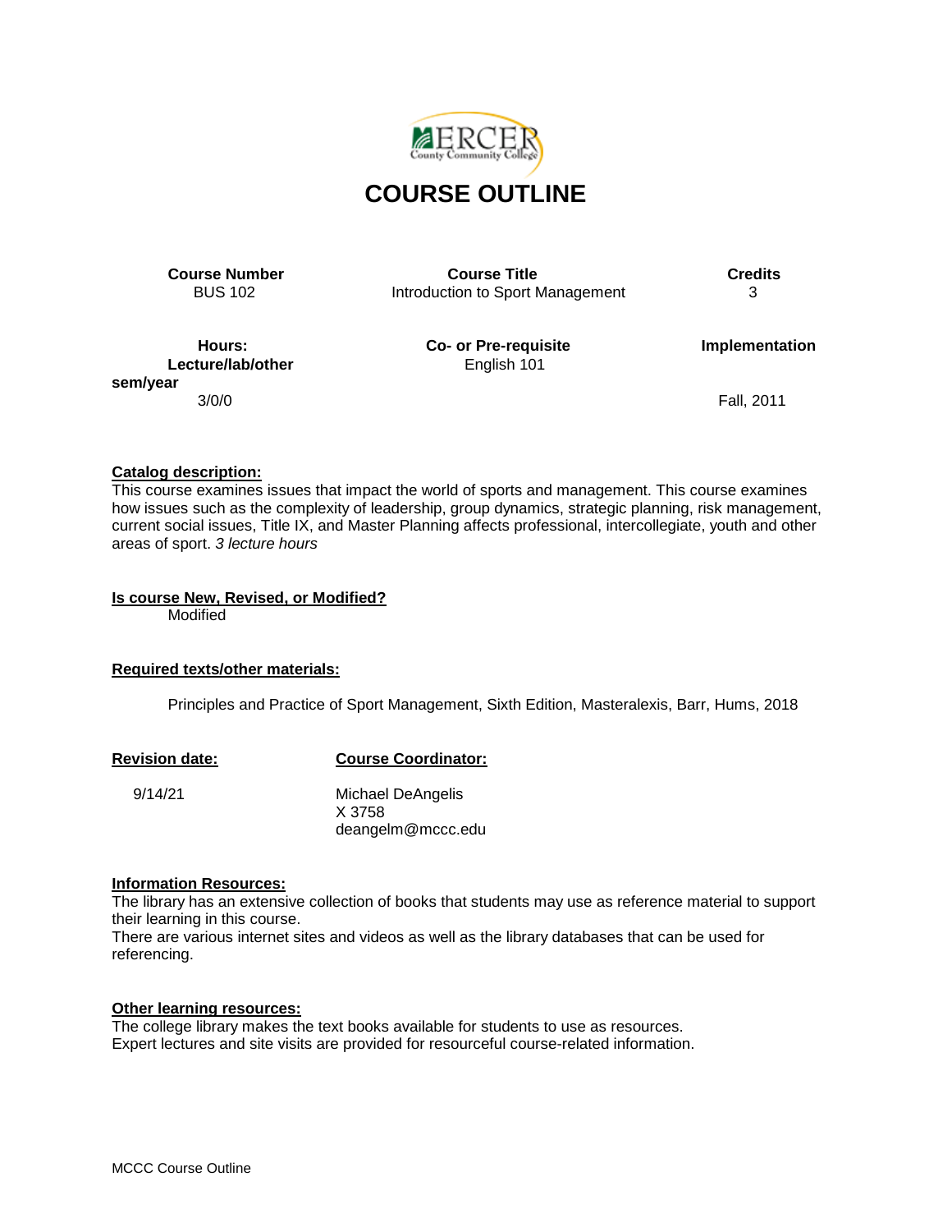# COURSE OUTLINE

| Course Number | Course Title | Credits |
|---|---|---|
| BUS 102 | Introduction to Sport Management | 3 |

| Hours: Lecture/lab/other sem/year | Co- or Pre-requisite | Implementation |
|---|---|---|
| 3/0/0 | English 101 | Fall, 2011 |

**Catalog description:**

This course examines issues that impact the world of sports and management. This course examines how issues such as the complexity of leadership, group dynamics, strategic planning, risk management, current social issues, Title IX, and Master Planning affects professional, intercollegiate, youth and other areas of sport. *3 lecture hours*

**Is course New, Revised, or Modified?**

Modified

**Required texts/other materials:**

Principles and Practice of Sport Management, Sixth Edition, Masteralexis, Barr, Hums, 2018

**Revision date:**

9/14/21

**Course Coordinator:**

Michael DeAngelis
X 3758
deangelm@mccc.edu

**Information Resources:**

The library has an extensive collection of books that students may use as reference material to support their learning in this course.
There are various internet sites and videos as well as the library databases that can be used for referencing.

**Other learning resources:**

The college library makes the text books available for students to use as resources.
Expert lectures and site visits are provided for resourceful course-related information.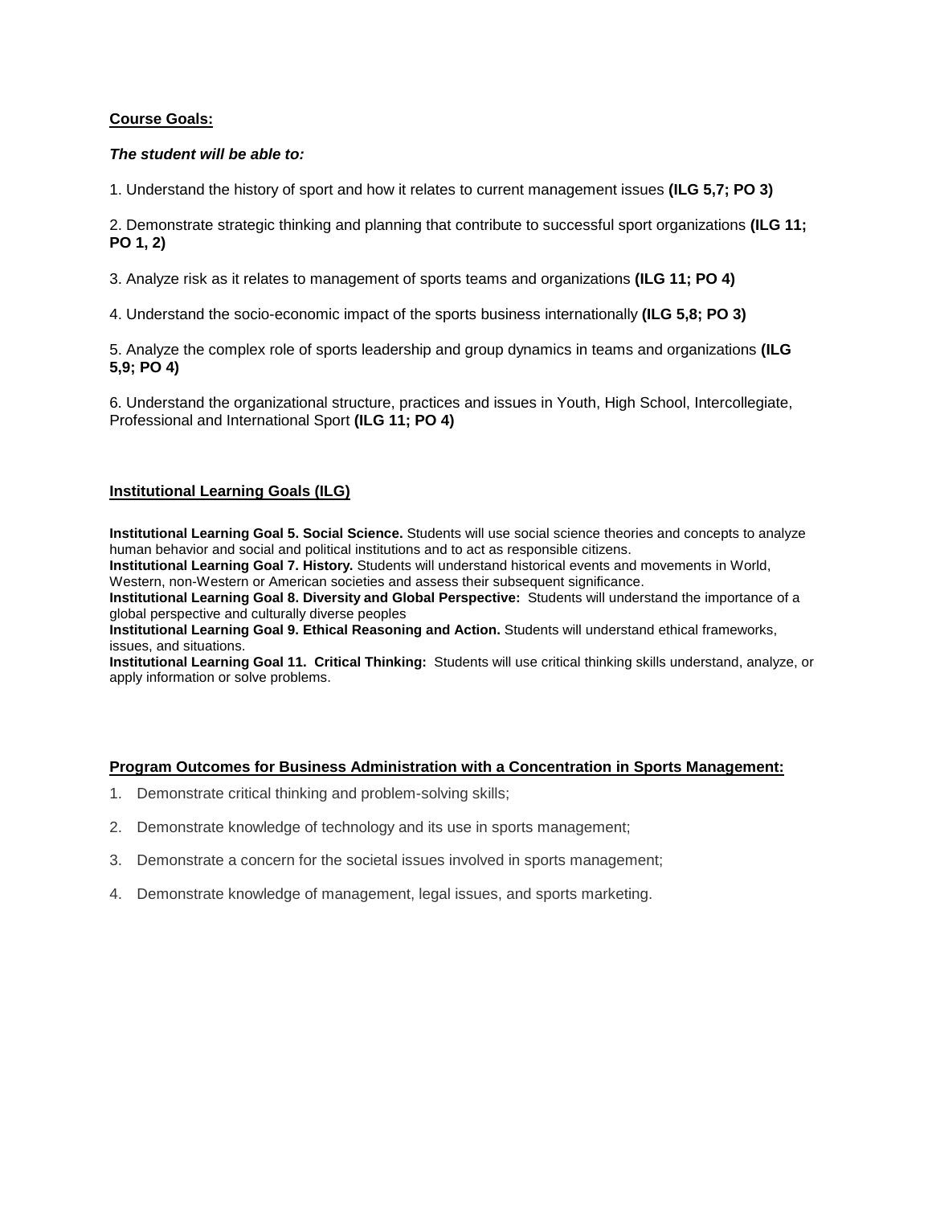**Course Goals:**

***The student will be able to:***

1. Understand the history of sport and how it relates to current management issues **(ILG 5,7; PO 3)**

2. Demonstrate strategic thinking and planning that contribute to successful sport organizations **(ILG 11; PO 1, 2)**

3. Analyze risk as it relates to management of sports teams and organizations **(ILG 11; PO 4)**

4. Understand the socio-economic impact of the sports business internationally **(ILG 5,8; PO 3)**

5. Analyze the complex role of sports leadership and group dynamics in teams and organizations **(ILG 5,9; PO 4)**

6. Understand the organizational structure, practices and issues in Youth, High School, Intercollegiate, Professional and International Sport **(ILG 11; PO 4)**

**Institutional Learning Goals (ILG)**

**Institutional Learning Goal 5. Social Science.** Students will use social science theories and concepts to analyze human behavior and social and political institutions and to act as responsible citizens.
**Institutional Learning Goal 7. History.** Students will understand historical events and movements in World, Western, non-Western or American societies and assess their subsequent significance.
**Institutional Learning Goal 8. Diversity and Global Perspective:** Students will understand the importance of a global perspective and culturally diverse peoples
**Institutional Learning Goal 9. Ethical Reasoning and Action.** Students will understand ethical frameworks, issues, and situations.
**Institutional Learning Goal 11. Critical Thinking:** Students will use critical thinking skills understand, analyze, or apply information or solve problems.

**Program Outcomes for Business Administration with a Concentration in Sports Management:**

1. Demonstrate critical thinking and problem-solving skills;
2. Demonstrate knowledge of technology and its use in sports management;
3. Demonstrate a concern for the societal issues involved in sports management;
4. Demonstrate knowledge of management, legal issues, and sports marketing.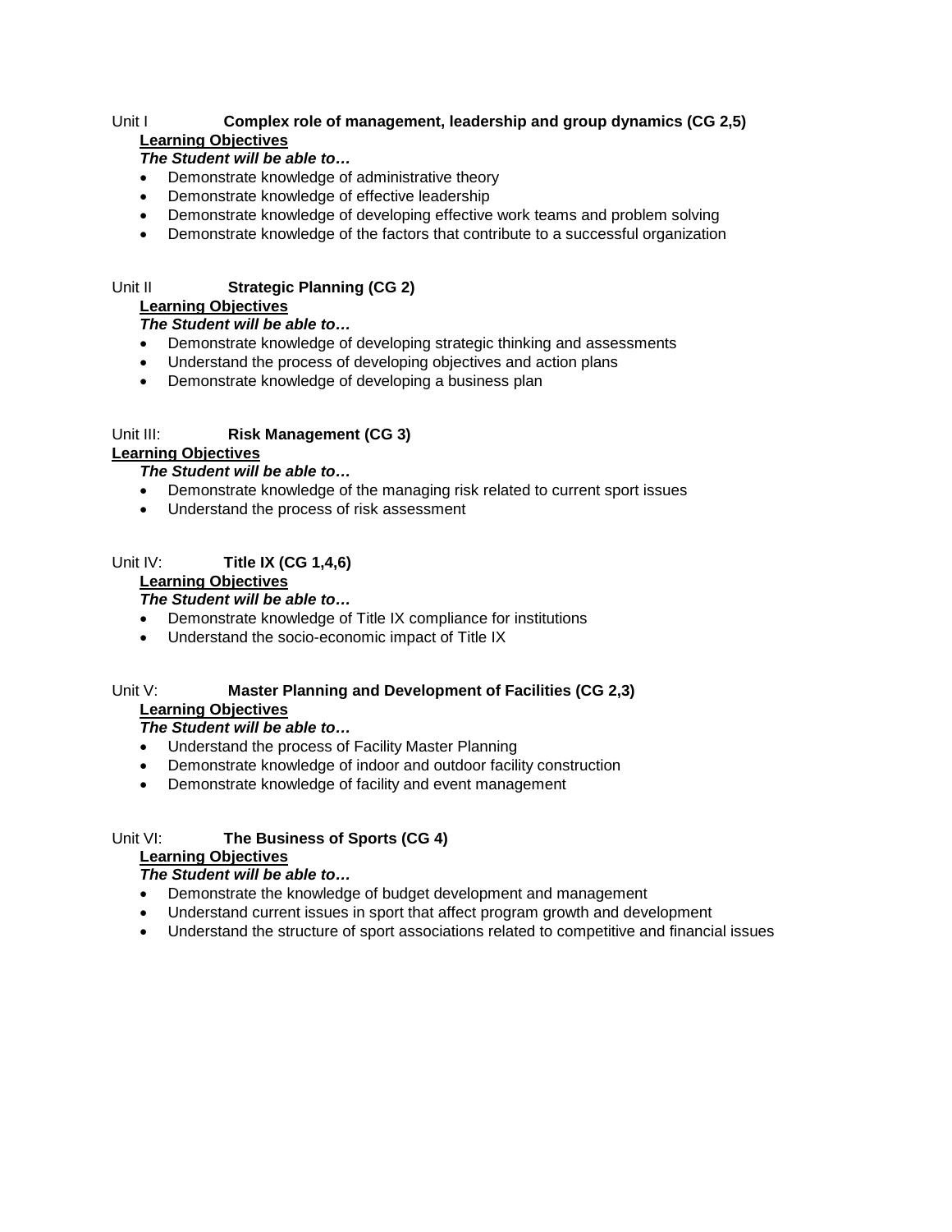Unit I **Complex role of management, leadership and group dynamics (CG 2,5)**

**Learning Objectives**

***The Student will be able to…***

- Demonstrate knowledge of administrative theory
- Demonstrate knowledge of effective leadership
- Demonstrate knowledge of developing effective work teams and problem solving
- Demonstrate knowledge of the factors that contribute to a successful organization

Unit II **Strategic Planning (CG 2)**

**Learning Objectives**

***The Student will be able to…***

- Demonstrate knowledge of developing strategic thinking and assessments
- Understand the process of developing objectives and action plans
- Demonstrate knowledge of developing a business plan

Unit III: **Risk Management (CG 3)**

**Learning Objectives**

***The Student will be able to…***

- Demonstrate knowledge of the managing risk related to current sport issues
- Understand the process of risk assessment

Unit IV: **Title IX (CG 1,4,6)**

**Learning Objectives**

***The Student will be able to…***

- Demonstrate knowledge of Title IX compliance for institutions
- Understand the socio-economic impact of Title IX

Unit V: **Master Planning and Development of Facilities (CG 2,3)**

**Learning Objectives**

***The Student will be able to…***

- Understand the process of Facility Master Planning
- Demonstrate knowledge of indoor and outdoor facility construction
- Demonstrate knowledge of facility and event management

Unit VI: **The Business of Sports (CG 4)**

**Learning Objectives**

***The Student will be able to…***

- Demonstrate the knowledge of budget development and management
- Understand current issues in sport that affect program growth and development
- Understand the structure of sport associations related to competitive and financial issues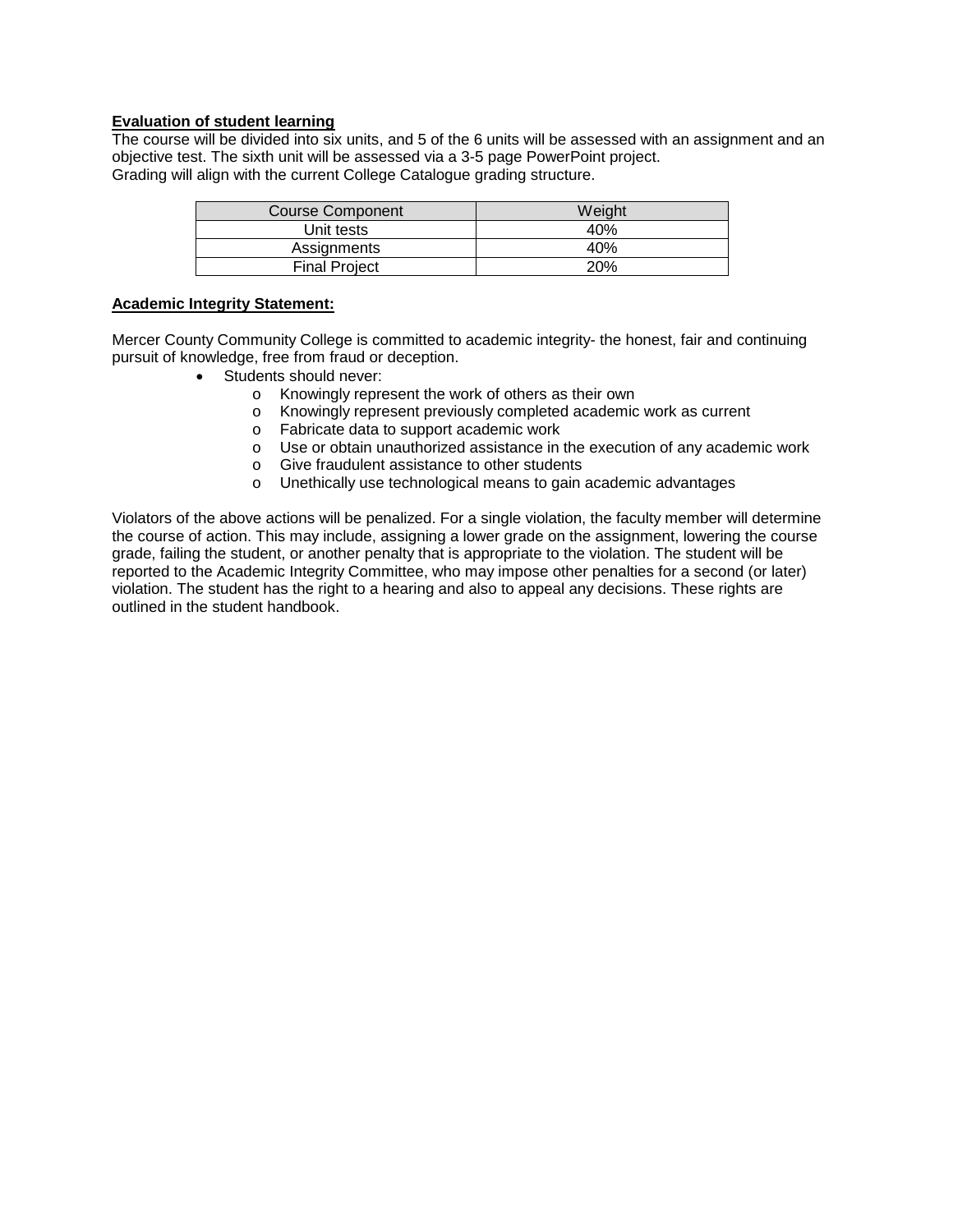**Evaluation of student learning**

The course will be divided into six units, and 5 of the 6 units will be assessed with an assignment and an objective test. The sixth unit will be assessed via a 3-5 page PowerPoint project.
Grading will align with the current College Catalogue grading structure.

| Course Component | Weight |
|---|---|
| Unit tests | 40% |
| Assignments | 40% |
| Final Project | 20% |

**Academic Integrity Statement:**

Mercer County Community College is committed to academic integrity- the honest, fair and continuing pursuit of knowledge, free from fraud or deception.

- Students should never:
    - Knowingly represent the work of others as their own
    - Knowingly represent previously completed academic work as current
    - Fabricate data to support academic work
    - Use or obtain unauthorized assistance in the execution of any academic work
    - Give fraudulent assistance to other students
    - Unethically use technological means to gain academic advantages

Violators of the above actions will be penalized. For a single violation, the faculty member will determine the course of action. This may include, assigning a lower grade on the assignment, lowering the course grade, failing the student, or another penalty that is appropriate to the violation. The student will be reported to the Academic Integrity Committee, who may impose other penalties for a second (or later) violation. The student has the right to a hearing and also to appeal any decisions. These rights are outlined in the student handbook.